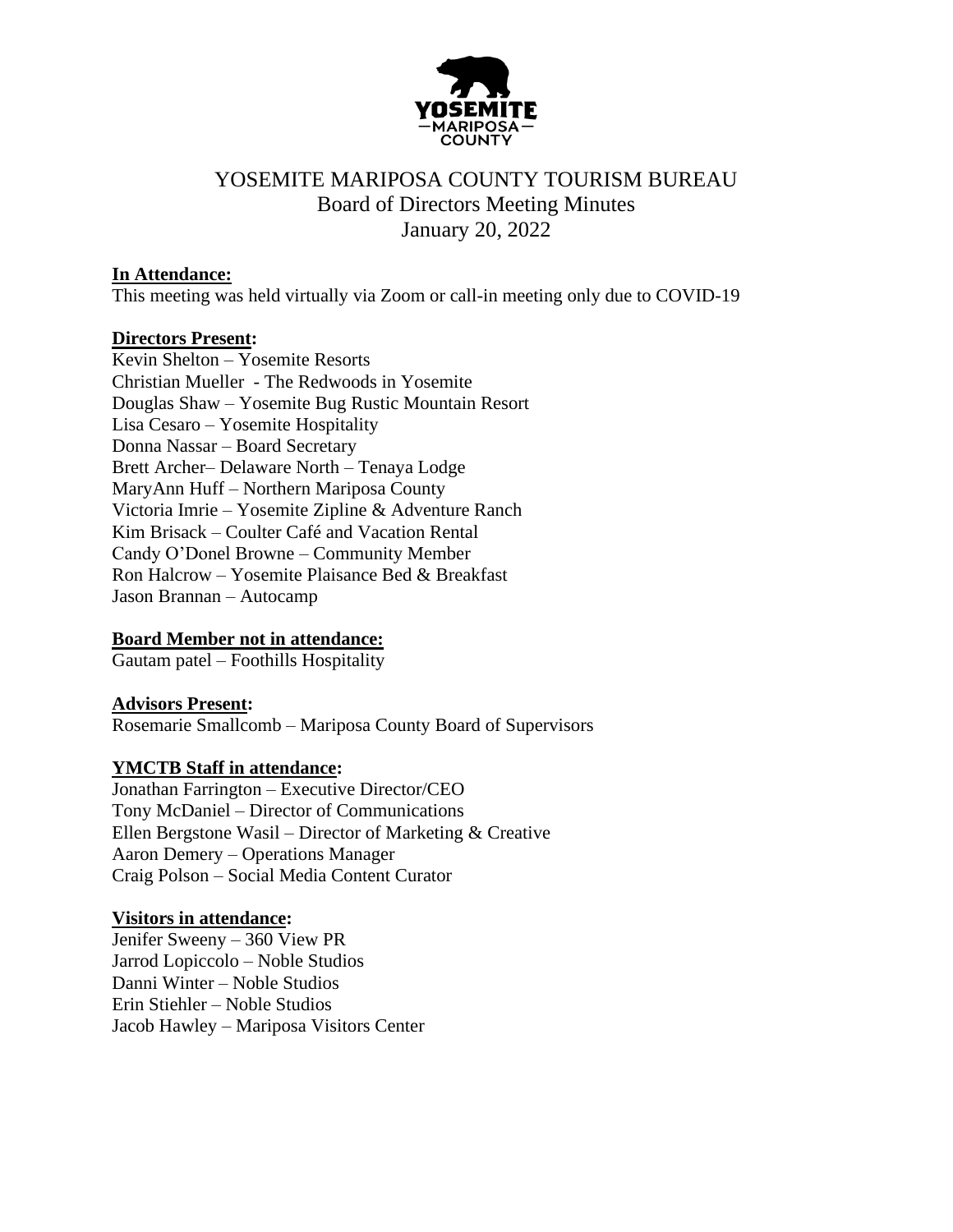# YOSEMITE MARIPOSA COUNTY TOURISM BUREAU

## Board of Directors Meeting Minutes

## January 20, 2022

**In Attendance:**

This meeting was held virtually via Zoom or call-in meeting only due to COVID-19

**Directors Present:**

Kevin Shelton – Yosemite Resorts
Christian Mueller - The Redwoods in Yosemite
Douglas Shaw – Yosemite Bug Rustic Mountain Resort
Lisa Cesaro – Yosemite Hospitality
Donna Nassar – Board Secretary
Brett Archer– Delaware North – Tenaya Lodge
MaryAnn Huff – Northern Mariposa County
Victoria Imrie – Yosemite Zipline & Adventure Ranch
Kim Brisack – Coulter Café and Vacation Rental
Candy O'Donel Browne – Community Member
Ron Halcrow – Yosemite Plaisance Bed & Breakfast
Jason Brannan – Autocamp

**Board Member not in attendance:**

Gautam patel – Foothills Hospitality

**Advisors Present:**

Rosemarie Smallcomb – Mariposa County Board of Supervisors

**YMCTB Staff in attendance:**

Jonathan Farrington – Executive Director/CEO
Tony McDaniel – Director of Communications
Ellen Bergstone Wasil – Director of Marketing & Creative
Aaron Demery – Operations Manager
Craig Polson – Social Media Content Curator

**Visitors in attendance:**

Jenifer Sweeny – 360 View PR
Jarrod Lopiccolo – Noble Studios
Danni Winter – Noble Studios
Erin Stiehler – Noble Studios
Jacob Hawley – Mariposa Visitors Center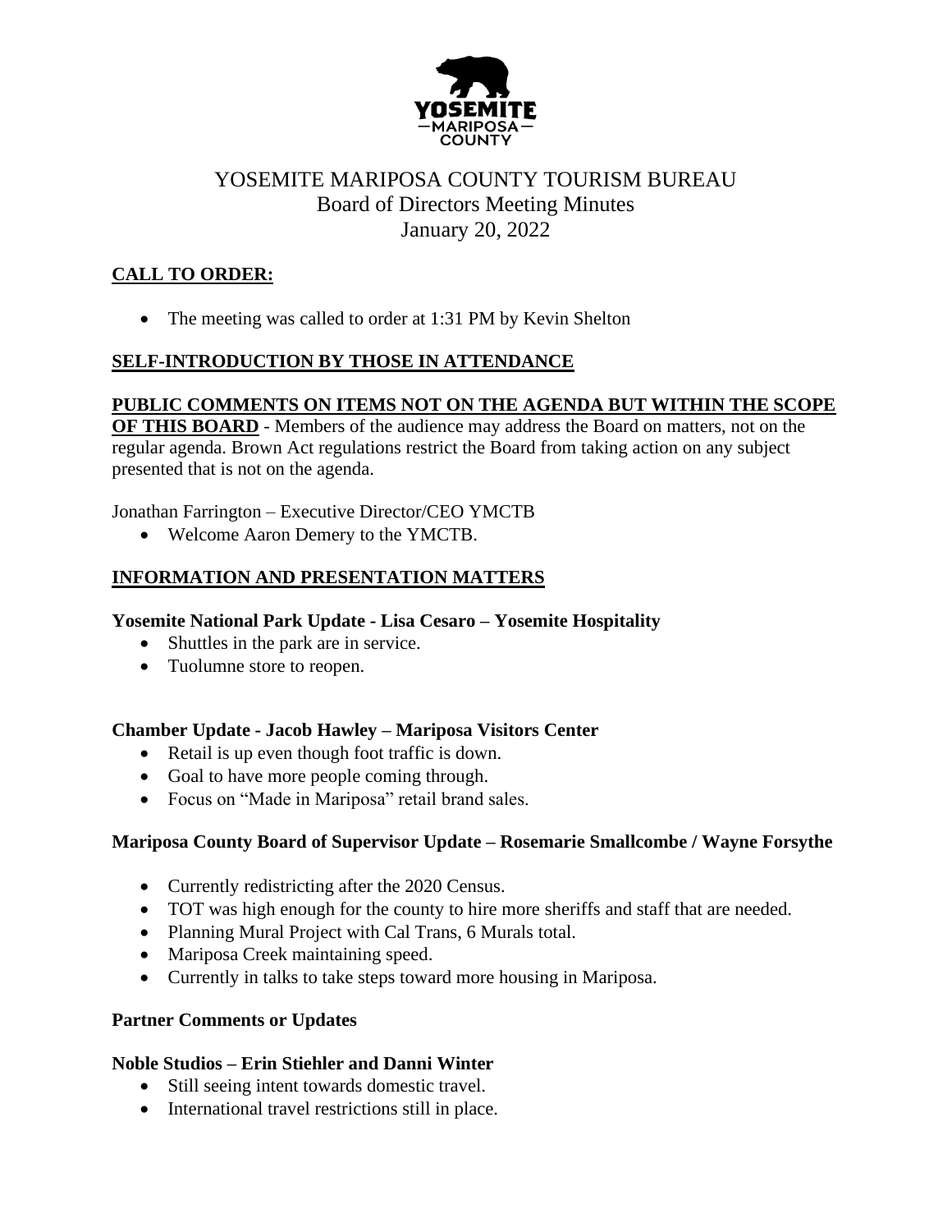# YOSEMITE MARIPOSA COUNTY TOURISM BUREAU
## Board of Directors Meeting Minutes
## January 20, 2022

### CALL TO ORDER:

- The meeting was called to order at 1:31 PM by Kevin Shelton

### SELF-INTRODUCTION BY THOSE IN ATTENDANCE

### PUBLIC COMMENTS ON ITEMS NOT ON THE AGENDA BUT WITHIN THE SCOPE OF THIS BOARD

**PUBLIC COMMENTS ON ITEMS NOT ON THE AGENDA BUT WITHIN THE SCOPE OF THIS BOARD** - Members of the audience may address the Board on matters, not on the regular agenda. Brown Act regulations restrict the Board from taking action on any subject presented that is not on the agenda.

Jonathan Farrington – Executive Director/CEO YMCTB

- Welcome Aaron Demery to the YMCTB.

### INFORMATION AND PRESENTATION MATTERS

**Yosemite National Park Update - Lisa Cesaro – Yosemite Hospitality**

- Shuttles in the park are in service.
- Tuolumne store to reopen.

**Chamber Update - Jacob Hawley – Mariposa Visitors Center**

- Retail is up even though foot traffic is down.
- Goal to have more people coming through.
- Focus on "Made in Mariposa" retail brand sales.

**Mariposa County Board of Supervisor Update – Rosemarie Smallcombe / Wayne Forsythe**

- Currently redistricting after the 2020 Census.
- TOT was high enough for the county to hire more sheriffs and staff that are needed.
- Planning Mural Project with Cal Trans, 6 Murals total.
- Mariposa Creek maintaining speed.
- Currently in talks to take steps toward more housing in Mariposa.

**Partner Comments or Updates**

**Noble Studios – Erin Stiehler and Danni Winter**

- Still seeing intent towards domestic travel.
- International travel restrictions still in place.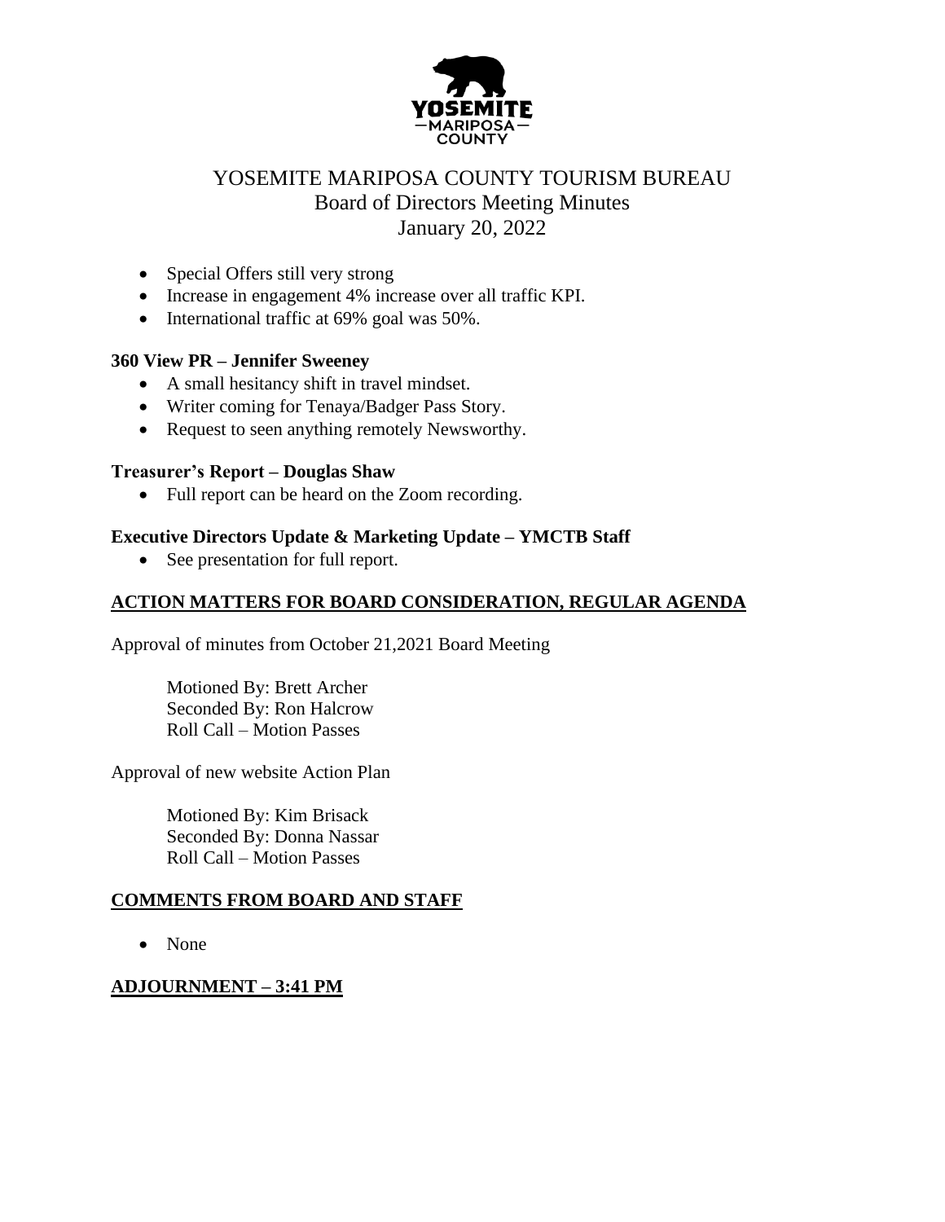# YOSEMITE MARIPOSA COUNTY TOURISM BUREAU
## Board of Directors Meeting Minutes
## January 20, 2022

- Special Offers still very strong
- Increase in engagement 4% increase over all traffic KPI.
- International traffic at 69% goal was 50%.

**360 View PR – Jennifer Sweeney**

- A small hesitancy shift in travel mindset.
- Writer coming for Tenaya/Badger Pass Story.
- Request to seen anything remotely Newsworthy.

**Treasurer's Report – Douglas Shaw**

- Full report can be heard on the Zoom recording.

**Executive Directors Update & Marketing Update – YMCTB Staff**

- See presentation for full report.

**ACTION MATTERS FOR BOARD CONSIDERATION, REGULAR AGENDA**

Approval of minutes from October 21,2021 Board Meeting

Motioned By: Brett Archer
Seconded By: Ron Halcrow
Roll Call – Motion Passes

Approval of new website Action Plan

Motioned By: Kim Brisack
Seconded By: Donna Nassar
Roll Call – Motion Passes

**COMMENTS FROM BOARD AND STAFF**

- None

**ADJOURNMENT – 3:41 PM**